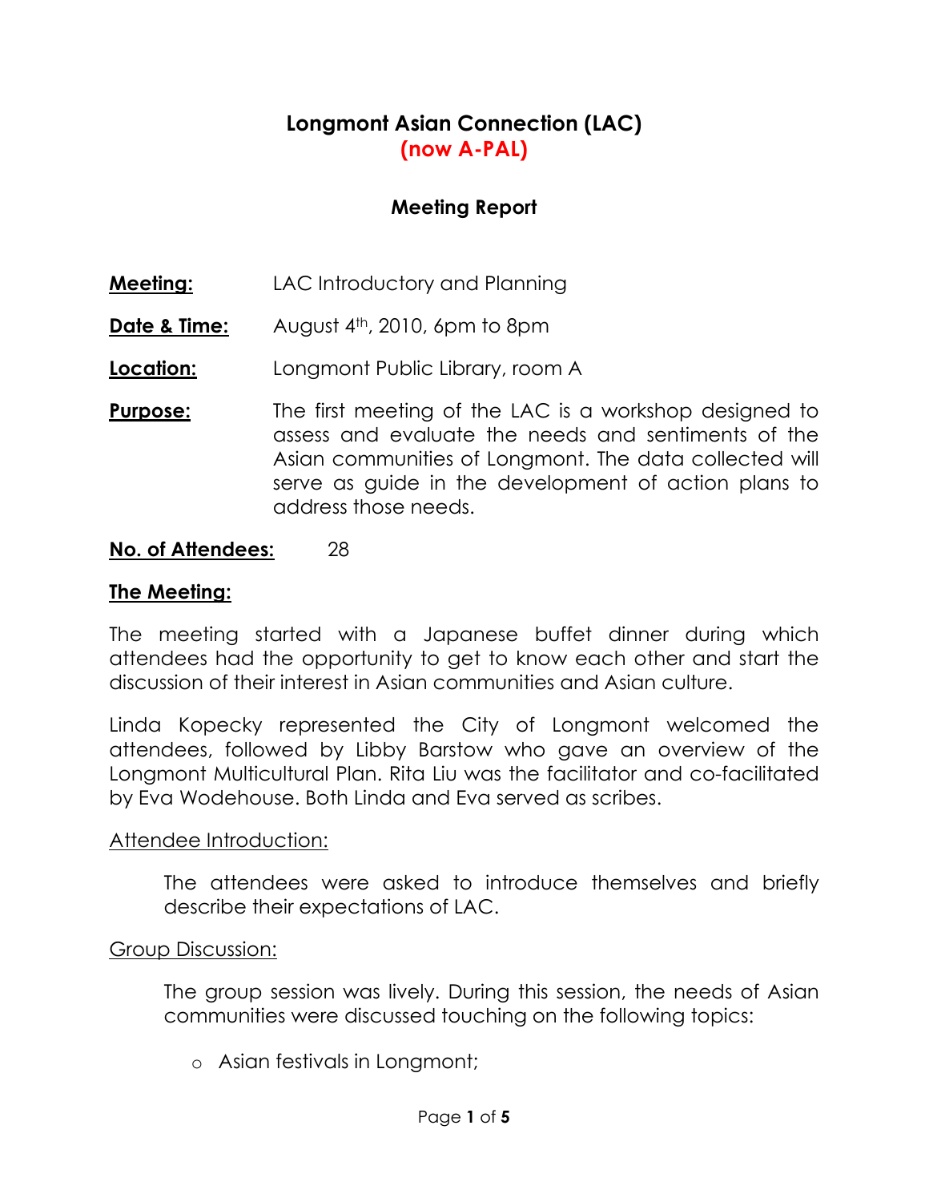# Longmont Asian Connection (LAC)
## (now A-PAL)

### Meeting Report

**Meeting:** LAC Introductory and Planning

**Date & Time:** August 4th, 2010, 6pm to 8pm

**Location:** Longmont Public Library, room A

**Purpose:** The first meeting of the LAC is a workshop designed to assess and evaluate the needs and sentiments of the Asian communities of Longmont. The data collected will serve as guide in the development of action plans to address those needs.

**No. of Attendees:** 28

**The Meeting:**

The meeting started with a Japanese buffet dinner during which attendees had the opportunity to get to know each other and start the discussion of their interest in Asian communities and Asian culture.

Linda Kopecky represented the City of Longmont welcomed the attendees, followed by Libby Barstow who gave an overview of the Longmont Multicultural Plan. Rita Liu was the facilitator and co-facilitated by Eva Wodehouse. Both Linda and Eva served as scribes.

Attendee Introduction:

The attendees were asked to introduce themselves and briefly describe their expectations of LAC.

Group Discussion:

The group session was lively. During this session, the needs of Asian communities were discussed touching on the following topics:

- Asian festivals in Longmont;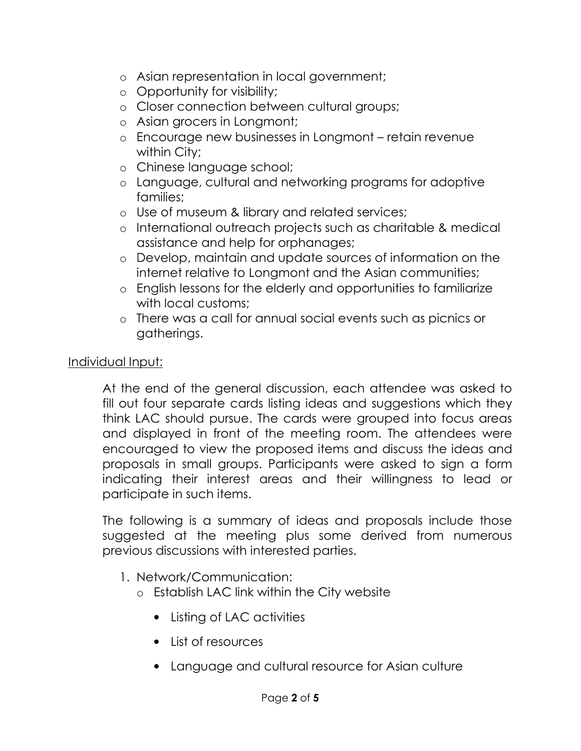- Asian representation in local government;
- Opportunity for visibility;
- Closer connection between cultural groups;
- Asian grocers in Longmont;
- Encourage new businesses in Longmont – retain revenue within City;
- Chinese language school;
- Language, cultural and networking programs for adoptive families;
- Use of museum & library and related services;
- International outreach projects such as charitable & medical assistance and help for orphanages;
- Develop, maintain and update sources of information on the internet relative to Longmont and the Asian communities;
- English lessons for the elderly and opportunities to familiarize with local customs;
- There was a call for annual social events such as picnics or gatherings.

<u>Individual Input:</u>

At the end of the general discussion, each attendee was asked to fill out four separate cards listing ideas and suggestions which they think LAC should pursue. The cards were grouped into focus areas and displayed in front of the meeting room. The attendees were encouraged to view the proposed items and discuss the ideas and proposals in small groups. Participants were asked to sign a form indicating their interest areas and their willingness to lead or participate in such items.

The following is a summary of ideas and proposals include those suggested at the meeting plus some derived from numerous previous discussions with interested parties.

1. Network/Communication:
   - Establish LAC link within the City website
     - Listing of LAC activities
     - List of resources
     - Language and cultural resource for Asian culture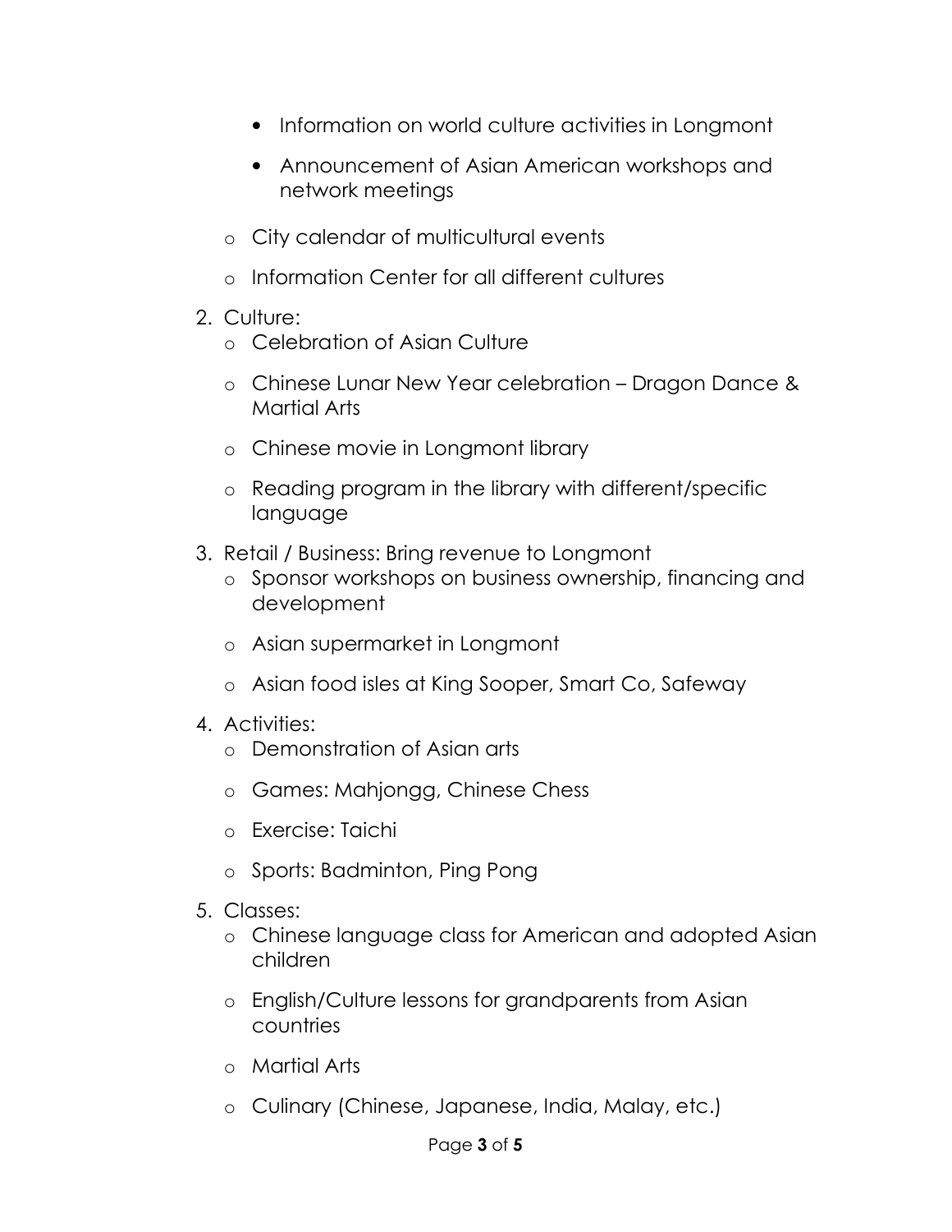- Information on world culture activities in Longmont
    - Announcement of Asian American workshops and network meetings
  - City calendar of multicultural events
  - Information Center for all different cultures

2. Culture:
   - Celebration of Asian Culture
   - Chinese Lunar New Year celebration – Dragon Dance & Martial Arts
   - Chinese movie in Longmont library
   - Reading program in the library with different/specific language

3. Retail / Business: Bring revenue to Longmont
   - Sponsor workshops on business ownership, financing and development
   - Asian supermarket in Longmont
   - Asian food isles at King Sooper, Smart Co, Safeway

4. Activities:
   - Demonstration of Asian arts
   - Games: Mahjongg, Chinese Chess
   - Exercise: Taichi
   - Sports: Badminton, Ping Pong

5. Classes:
   - Chinese language class for American and adopted Asian children
   - English/Culture lessons for grandparents from Asian countries
   - Martial Arts
   - Culinary (Chinese, Japanese, India, Malay, etc.)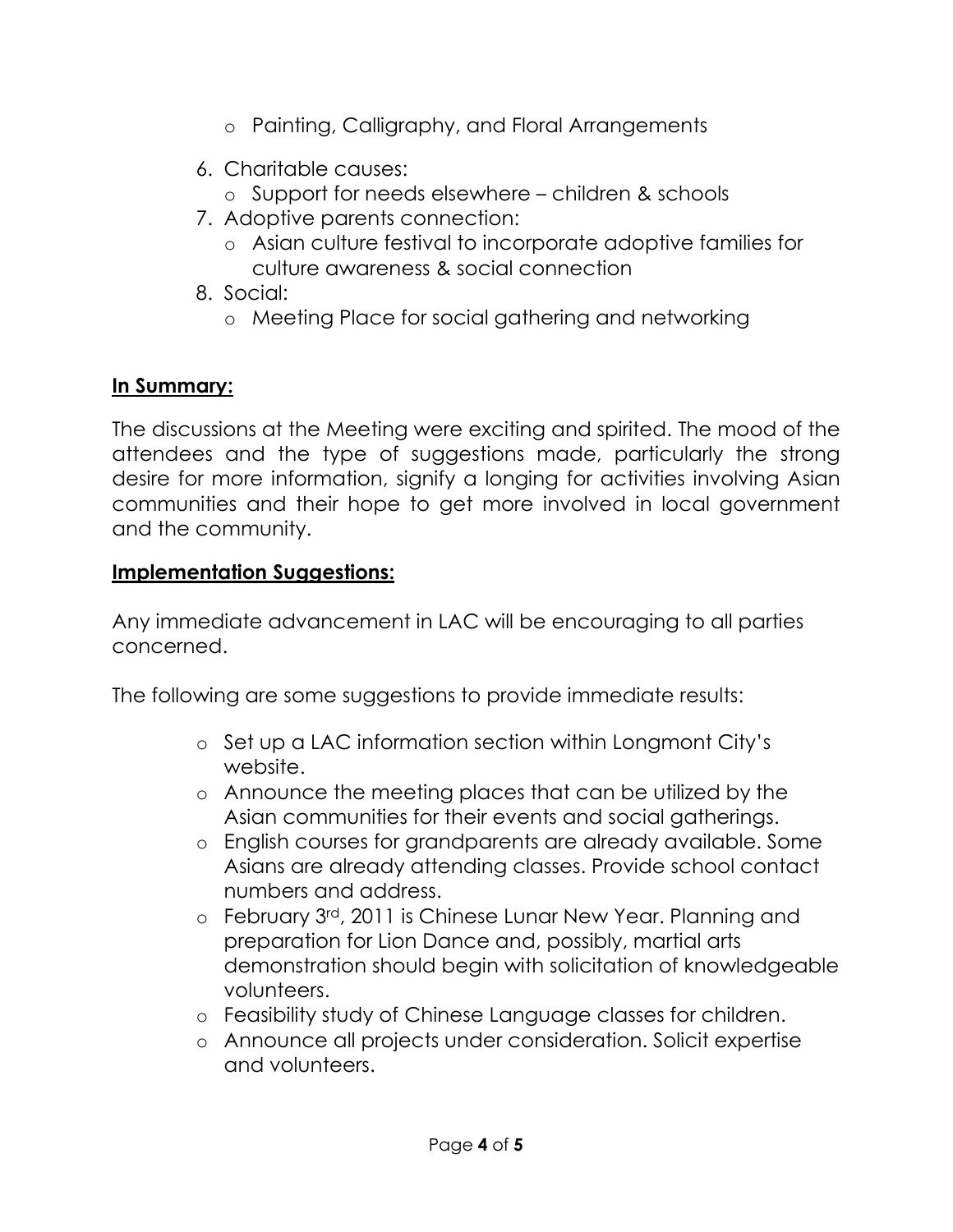- Painting, Calligraphy, and Floral Arrangements

6. Charitable causes:
   - Support for needs elsewhere – children & schools
7. Adoptive parents connection:
   - Asian culture festival to incorporate adoptive families for culture awareness & social connection
8. Social:
   - Meeting Place for social gathering and networking

**In Summary:**

The discussions at the Meeting were exciting and spirited. The mood of the attendees and the type of suggestions made, particularly the strong desire for more information, signify a longing for activities involving Asian communities and their hope to get more involved in local government and the community.

**Implementation Suggestions:**

Any immediate advancement in LAC will be encouraging to all parties concerned.

The following are some suggestions to provide immediate results:

- Set up a LAC information section within Longmont City's website.
- Announce the meeting places that can be utilized by the Asian communities for their events and social gatherings.
- English courses for grandparents are already available. Some Asians are already attending classes. Provide school contact numbers and address.
- February 3rd, 2011 is Chinese Lunar New Year. Planning and preparation for Lion Dance and, possibly, martial arts demonstration should begin with solicitation of knowledgeable volunteers.
- Feasibility study of Chinese Language classes for children.
- Announce all projects under consideration. Solicit expertise and volunteers.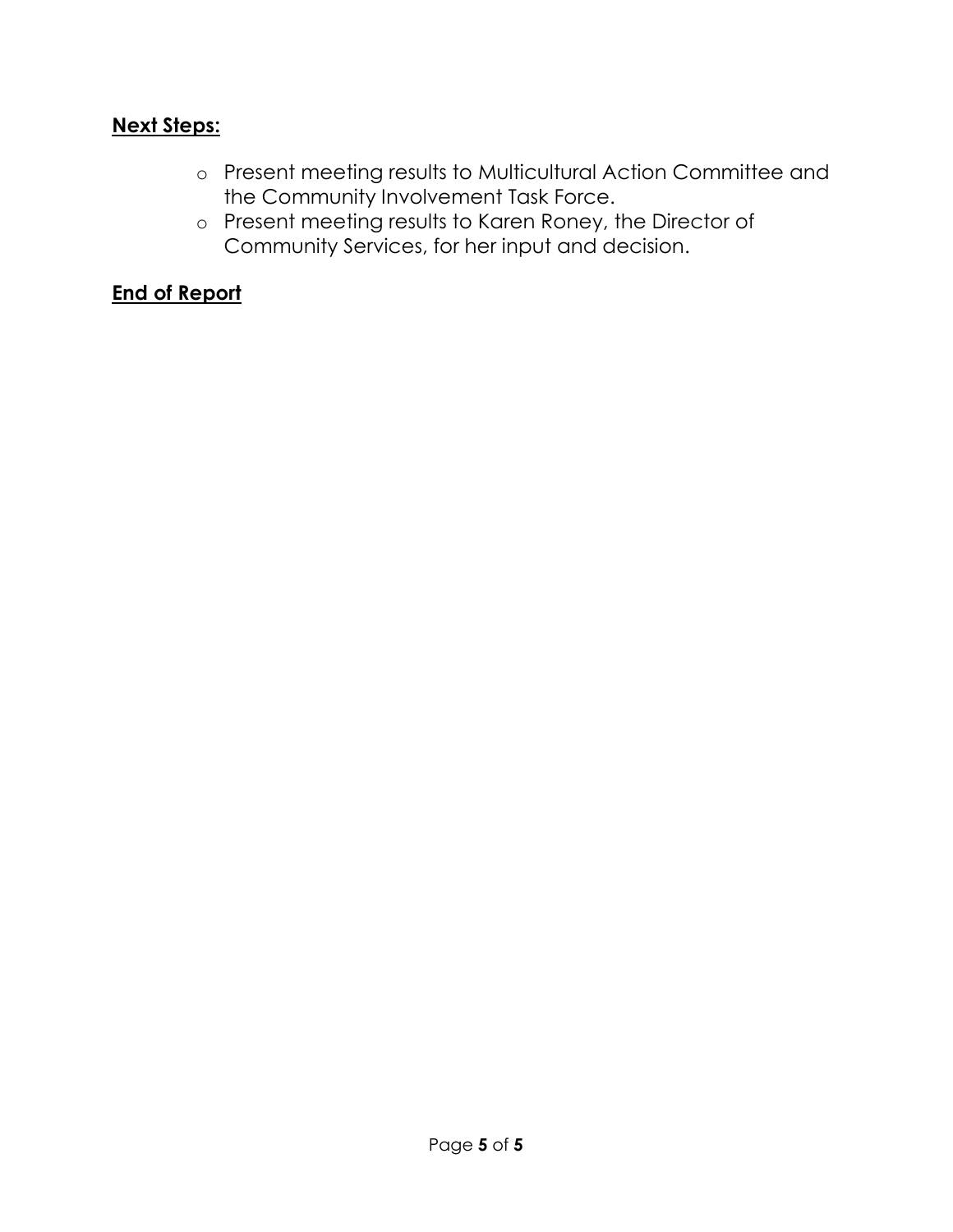**Next Steps:**

- Present meeting results to Multicultural Action Committee and the Community Involvement Task Force.
- Present meeting results to Karen Roney, the Director of Community Services, for her input and decision.

**End of Report**